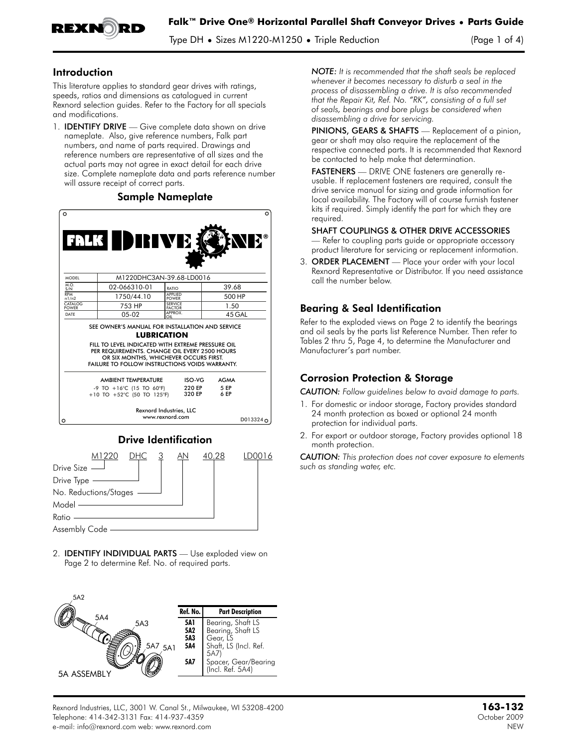# Falk™ Drive One® Horizontal Parallel Shaft Conveyor Drives • Parts Guide

Type DH • Sizes M1220-M1250 • Triple Reduction

## Introduction

This literature applies to standard gear drives with ratings, speeds, ratios and dimensions as catalogued in current Rexnord selection guides. Refer to the Factory for all specials and modifications.

1. **IDENTIFY DRIVE** — Give complete data shown on drive nameplate. Also, give reference numbers, Falk part numbers, and name of parts required. Drawings and reference numbers are representative of all sizes and the actual parts may not agree in exact detail for each drive size. Complete nameplate data and parts reference number will assure receipt of correct parts.

### Sample Nameplate

FALK DRIVE ONE®

| | | | |
|---|---|---|---|
| MODEL | M1220DHC3AN-39.68-LD0016 | | |
| M.O. S/N | 02-066310-01 | RATIO | 39.68 |
| RPM n1/n2 | 1750/44.10 | APPLIED POWER | 500 HP |
| CATALOG POWER | 753 HP | SERVICE FACTOR | 1.50 |
| DATE | 05-02 | APPROX. OIL | 45 GAL |

SEE OWNER'S MANUAL FOR INSTALLATION AND SERVICE

**LUBRICATION**

FILL TO LEVEL INDICATED WITH EXTREME PRESSURE OIL PER REQUIREMENTS. CHANGE OIL EVERY 2500 HOURS OR SIX MONTHS, WHICHEVER OCCURS FIRST. FAILURE TO FOLLOW INSTRUCTIONS VOIDS WARRANTY.

| AMBIENT TEMPERATURE | ISO-VG | AGMA |
|---|---|---|
| -9 TO +16°C (15 TO 60°F) | 220 EP | 5 EP |
| +10 TO +52°C (50 TO 125°F) | 320 EP | 6 EP |

Rexnord Industries, LLC
www.rexnord.com

D013324

### Drive Identification

M1220 DHC 3 AN 40.28 LD0016

- M1220 — Drive Size
- DHC — Drive Type
- 3 — No. Reductions/Stages
- AN — Model
- 40.28 — Ratio
- LD0016 — Assembly Code

2. **IDENTIFY INDIVIDUAL PARTS** — Use exploded view on Page 2 to determine Ref. No. of required parts.

5A ASSEMBLY

| Ref. No. | Part Description |
|---|---|
| 5A1 | Bearing, Shaft LS |
| 5A2 | Bearing, Shaft LS |
| 5A3 | Gear, LS |
| 5A4 | Shaft, LS (Incl. Ref. 5A7) |
| 5A7 | Spacer, Gear/Bearing (Incl. Ref. 5A4) |

*NOTE: It is recommended that the shaft seals be replaced whenever it becomes necessary to disturb a seal in the process of disassembling a drive. It is also recommended that the Repair Kit, Ref. No. "RK", consisting of a full set of seals, bearings and bore plugs be considered when disassembling a drive for servicing.*

**PINIONS, GEARS & SHAFTS** — Replacement of a pinion, gear or shaft may also require the replacement of the respective connected parts. It is recommended that Rexnord be contacted to help make that determination.

**FASTENERS** — DRIVE ONE fasteners are generally re-usable. If replacement fasteners are required, consult the drive service manual for sizing and grade information for local availability. The Factory will of course furnish fastener kits if required. Simply identify the part for which they are required.

**SHAFT COUPLINGS & OTHER DRIVE ACCESSORIES** — Refer to coupling parts guide or appropriate accessory product literature for servicing or replacement information.

3. **ORDER PLACEMENT** — Place your order with your local Rexnord Representative or Distributor. If you need assistance call the number below.

## Bearing & Seal Identification

Refer to the exploded views on Page 2 to identify the bearings and oil seals by the parts list Reference Number. Then refer to Tables 2 thru 5, Page 4, to determine the Manufacturer and Manufacturer's part number.

## Corrosion Protection & Storage

*CAUTION: Follow guidelines below to avoid damage to parts.*

1. For domestic or indoor storage, Factory provides standard 24 month protection as boxed or optional 24 month protection for individual parts.
2. For export or outdoor storage, Factory provides optional 18 month protection.

*CAUTION: This protection does not cover exposure to elements such as standing water, etc.*

Rexnord Industries, LLC, 3001 W. Canal St., Milwaukee, WI 53208-4200
Telephone: 414-342-3131 Fax: 414-937-4359
e-mail: info@rexnord.com web: www.rexnord.com

**163-132**
October 2009
NEW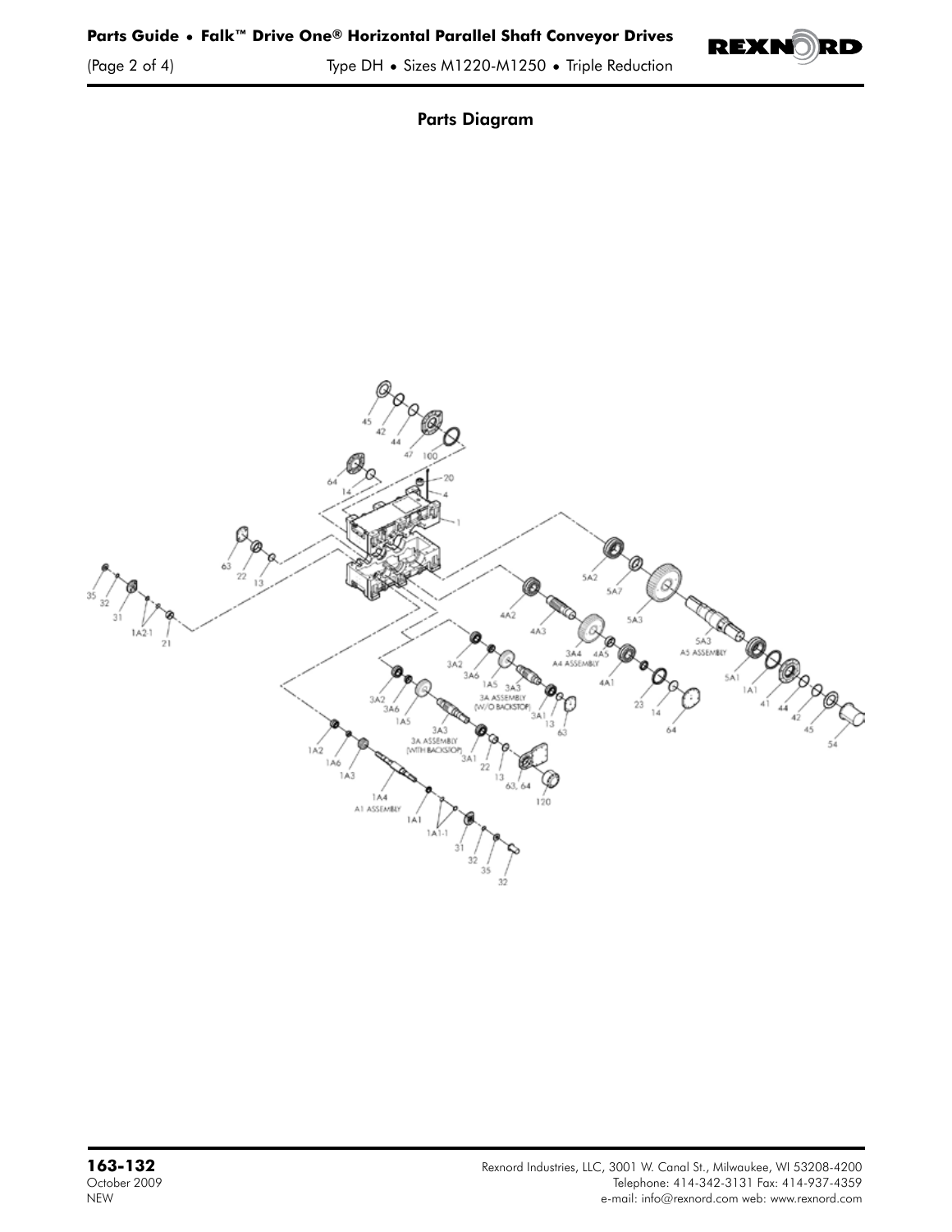## Parts Diagram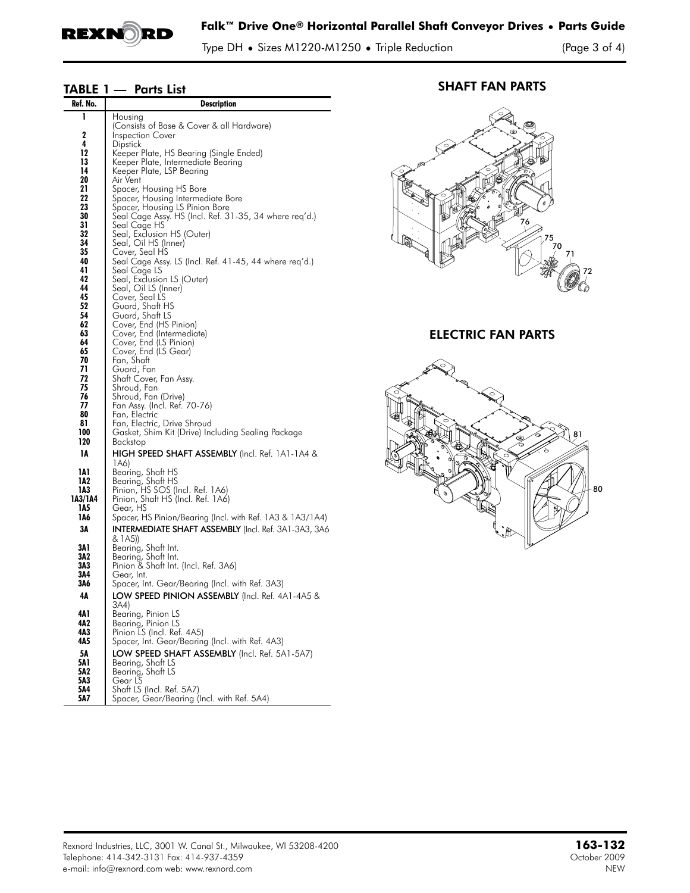## TABLE 1 — Parts List

| Ref. No. | Description |
|---|---|
| 1 | Housing (Consists of Base & Cover & all Hardware) |
| 2 | Inspection Cover |
| 4 | Dipstick |
| 12 | Keeper Plate, HS Bearing (Single Ended) |
| 13 | Keeper Plate, Intermediate Bearing |
| 14 | Keeper Plate, LSP Bearing |
| 20 | Air Vent |
| 21 | Spacer, Housing HS Bore |
| 22 | Spacer, Housing Intermediate Bore |
| 23 | Spacer, Housing LS Pinion Bore |
| 30 | Seal Cage Assy. HS (Incl. Ref. 31-35, 34 where req'd.) |
| 31 | Seal Cage HS |
| 32 | Seal, Exclusion HS (Outer) |
| 34 | Seal, Oil HS (Inner) |
| 35 | Cover, Seal HS |
| 40 | Seal Cage Assy. LS (Incl. Ref. 41-45, 44 where req'd.) |
| 41 | Seal Cage LS |
| 42 | Seal, Exclusion LS (Outer) |
| 44 | Seal, Oil LS (Inner) |
| 45 | Cover, Seal LS |
| 52 | Guard, Shaft HS |
| 54 | Guard, Shaft LS |
| 62 | Cover, End (HS Pinion) |
| 63 | Cover, End (Intermediate) |
| 64 | Cover, End (LS Pinion) |
| 65 | Cover, End (LS Gear) |
| 70 | Fan, Shaft |
| 71 | Guard, Fan |
| 72 | Shaft Cover, Fan Assy. |
| 75 | Shroud, Fan |
| 76 | Shroud, Fan (Drive) |
| 77 | Fan Assy. (Incl. Ref. 70-76) |
| 80 | Fan, Electric |
| 81 | Fan, Electric, Drive Shroud |
| 100 | Gasket, Shim Kit (Drive) Including Sealing Package |
| 120 | Backstop |
| **1A** | **HIGH SPEED SHAFT ASSEMBLY** (Incl. Ref. 1A1-1A4 & 1A6) |
| 1A1 | Bearing, Shaft HS |
| 1A2 | Bearing, Shaft HS |
| 1A3 | Pinion, HS SOS (Incl. Ref. 1A6) |
| 1A3/1A4 | Pinion, Shaft HS (Incl. Ref. 1A6) |
| 1A5 | Gear, HS |
| 1A6 | Spacer, HS Pinion/Bearing (Incl. with Ref. 1A3 & 1A3/1A4) |
| **3A** | **INTERMEDIATE SHAFT ASSEMBLY** (Incl. Ref. 3A1-3A3, 3A6 & 1A5)) |
| 3A1 | Bearing, Shaft Int. |
| 3A2 | Bearing, Shaft Int. |
| 3A3 | Pinion & Shaft Int. (Incl. Ref. 3A6) |
| 3A4 | Gear, Int. |
| 3A6 | Spacer, Int. Gear/Bearing (Incl. with Ref. 3A3) |
| **4A** | **LOW SPEED PINION ASSEMBLY** (Incl. Ref. 4A1-4A5 & 3A4) |
| 4A1 | Bearing, Pinion LS |
| 4A2 | Bearing, Pinion LS |
| 4A3 | Pinion LS (Incl. Ref. 4A5) |
| 4A5 | Spacer, Int. Gear/Bearing (Incl. with Ref. 4A3) |
| **5A** | **LOW SPEED SHAFT ASSEMBLY** (Incl. Ref. 5A1-5A7) |
| 5A1 | Bearing, Shaft LS |
| 5A2 | Bearing, Shaft LS |
| 5A3 | Gear LS |
| 5A4 | Shaft LS (Incl. Ref. 5A7) |
| 5A7 | Spacer, Gear/Bearing (Incl. with Ref. 5A4) |

## SHAFT FAN PARTS

76, 75, 70, 71, 72

## ELECTRIC FAN PARTS

81, 80

Rexnord Industries, LLC, 3001 W. Canal St., Milwaukee, WI 53208-4200
Telephone: 414-342-3131 Fax: 414-937-4359
e-mail: info@rexnord.com web: www.rexnord.com

**163-132**
October 2009
NEW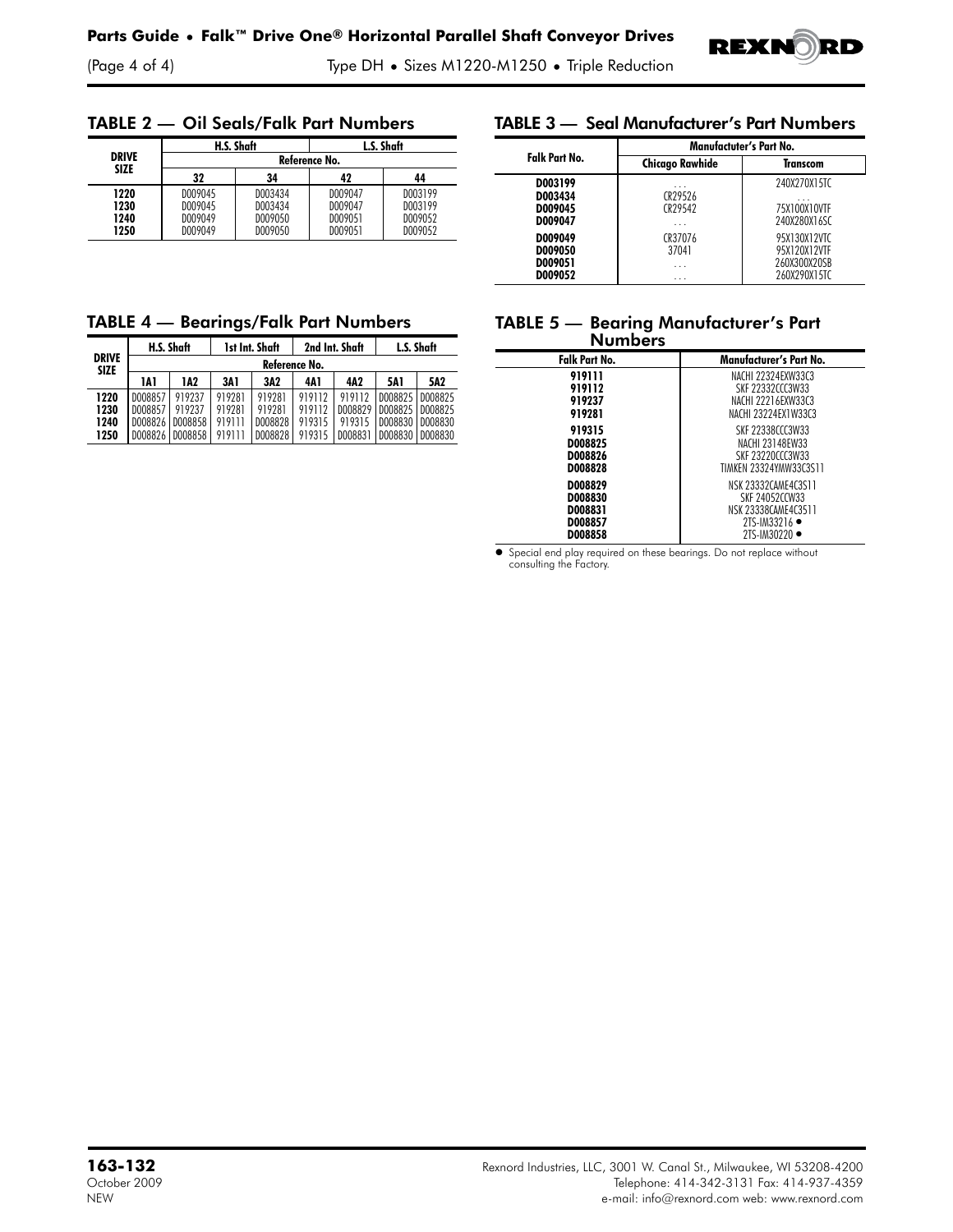## TABLE 2 — Oil Seals/Falk Part Numbers

| DRIVE SIZE | H.S. Shaft | | L.S. Shaft | |
|---|---|---|---|---|
| | Reference No. | | | |
| | 32 | 34 | 42 | 44 |
| 1220 | D009045 | D003434 | D009047 | D003199 |
| 1230 | D009045 | D003434 | D009047 | D003199 |
| 1240 | D009049 | D009050 | D009051 | D009052 |
| 1250 | D009049 | D009050 | D009051 | D009052 |

## TABLE 3 — Seal Manufacturer's Part Numbers

| Falk Part No. | Manufactuter's Part No. | |
|---|---|---|
| | Chicago Rawhide | Transcom |
| D003199 | . . . | 240X270X15TC |
| D003434 | CR29526 | . . . |
| D009045 | CR29542 | 75X100X10VTF |
| D009047 | . . . | 240X280X16SC |
| D009049 | CR37076 | 95X130X12VTC |
| D009050 | 37041 | 95X120X12VTF |
| D009051 | . . . | 260X300X20SB |
| D009052 | . . . | 260X290X15TC |

## TABLE 4 — Bearings/Falk Part Numbers

| DRIVE SIZE | H.S. Shaft | | 1st Int. Shaft | | 2nd Int. Shaft | | L.S. Shaft | |
|---|---|---|---|---|---|---|---|---|
| | Reference No. | | | | | | | |
| | 1A1 | 1A2 | 3A1 | 3A2 | 4A1 | 4A2 | 5A1 | 5A2 |
| 1220 | D008857 | 919237 | 919281 | 919281 | 919112 | 919112 | D008825 | D008825 |
| 1230 | D008857 | 919237 | 919281 | 919281 | 919112 | D008829 | D008825 | D008825 |
| 1240 | D008826 | D008858 | 919111 | D008828 | 919315 | 919315 | D008830 | D008830 |
| 1250 | D008826 | D008858 | 919111 | D008828 | 919315 | D008831 | D008830 | D008830 |

## TABLE 5 — Bearing Manufacturer's Part Numbers

| Falk Part No. | Manufacturer's Part No. |
|---|---|
| 919111 | NACHI 22324EXW33C3 |
| 919112 | SKF 22332CCC3W33 |
| 919237 | NACHI 22216EXW33C3 |
| 919281 | NACHI 23224EX1W33C3 |
| 919315 | SKF 22338CCC3W33 |
| D008825 | NACHI 23148EW33 |
| D008826 | SKF 23220CCC3W33 |
| D008828 | TIMKEN 23324YMW33C3S11 |
| D008829 | NSK 23332CAME4C3S11 |
| D008830 | SKF 24052CCW33 |
| D008831 | NSK 23338CAME4C3511 |
| D008857 | 2TS-IM33216 ● |
| D008858 | 2TS-IM30220 ● |

● Special end play required on these bearings. Do not replace without consulting the Factory.

**163-132**
October 2009
NEW

Rexnord Industries, LLC, 3001 W. Canal St., Milwaukee, WI 53208-4200
Telephone: 414-342-3131 Fax: 414-937-4359
e-mail: info@rexnord.com web: www.rexnord.com